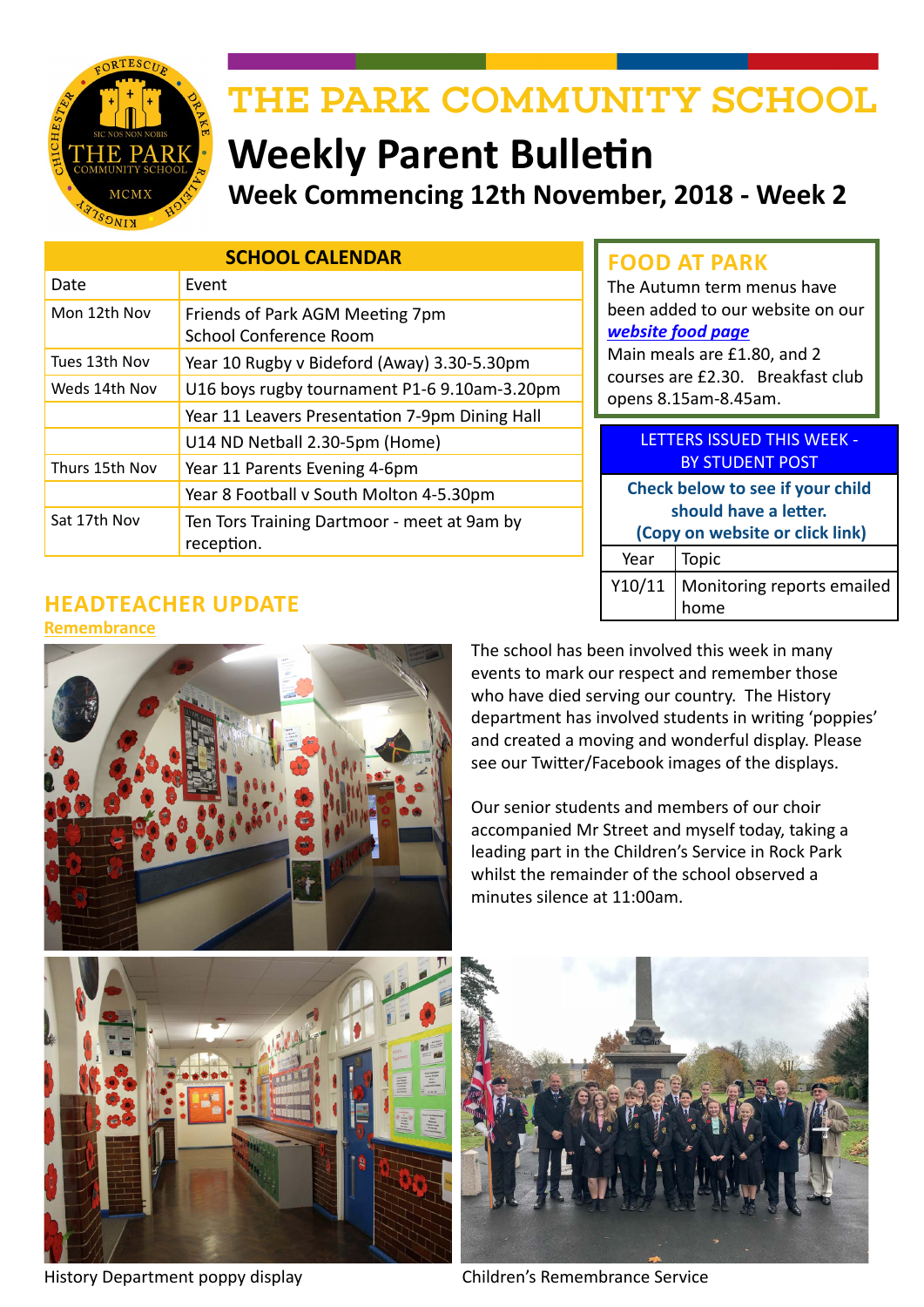# THE PARK COMMUNITY SCHOOL

## Weekly Parent Bulletin

### Week Commencing 12th November, 2018 - Week 2

| SCHOOL CALENDAR | |
|---|---|
| Date | Event |
| Mon 12th Nov | Friends of Park AGM Meeting 7pm<br>School Conference Room |
| Tues 13th Nov | Year 10 Rugby v Bideford (Away) 3.30-5.30pm |
| Weds 14th Nov | U16 boys rugby tournament P1-6 9.10am-3.20pm |
| | Year 11 Leavers Presentation 7-9pm Dining Hall |
| | U14 ND Netball 2.30-5pm (Home) |
| Thurs 15th Nov | Year 11 Parents Evening 4-6pm |
| | Year 8 Football v South Molton 4-5.30pm |
| Sat 17th Nov | Ten Tors Training Dartmoor - meet at 9am by reception. |

## FOOD AT PARK

The Autumn term menus have been added to our website on our ***website food page***

Main meals are £1.80, and 2 courses are £2.30. Breakfast club opens 8.15am-8.45am.

| LETTERS ISSUED THIS WEEK - BY STUDENT POST | |
|---|---|
| **Check below to see if your child should have a letter. (Copy on website or click link)** | |
| Year | Topic |
| Y10/11 | Monitoring reports emailed home |

## HEADTEACHER UPDATE

**Remembrance**

The school has been involved this week in many events to mark our respect and remember those who have died serving our country. The History department has involved students in writing 'poppies' and created a moving and wonderful display. Please see our Twitter/Facebook images of the displays.

Our senior students and members of our choir accompanied Mr Street and myself today, taking a leading part in the Children's Service in Rock Park whilst the remainder of the school observed a minutes silence at 11:00am.

History Department poppy display

Children's Remembrance Service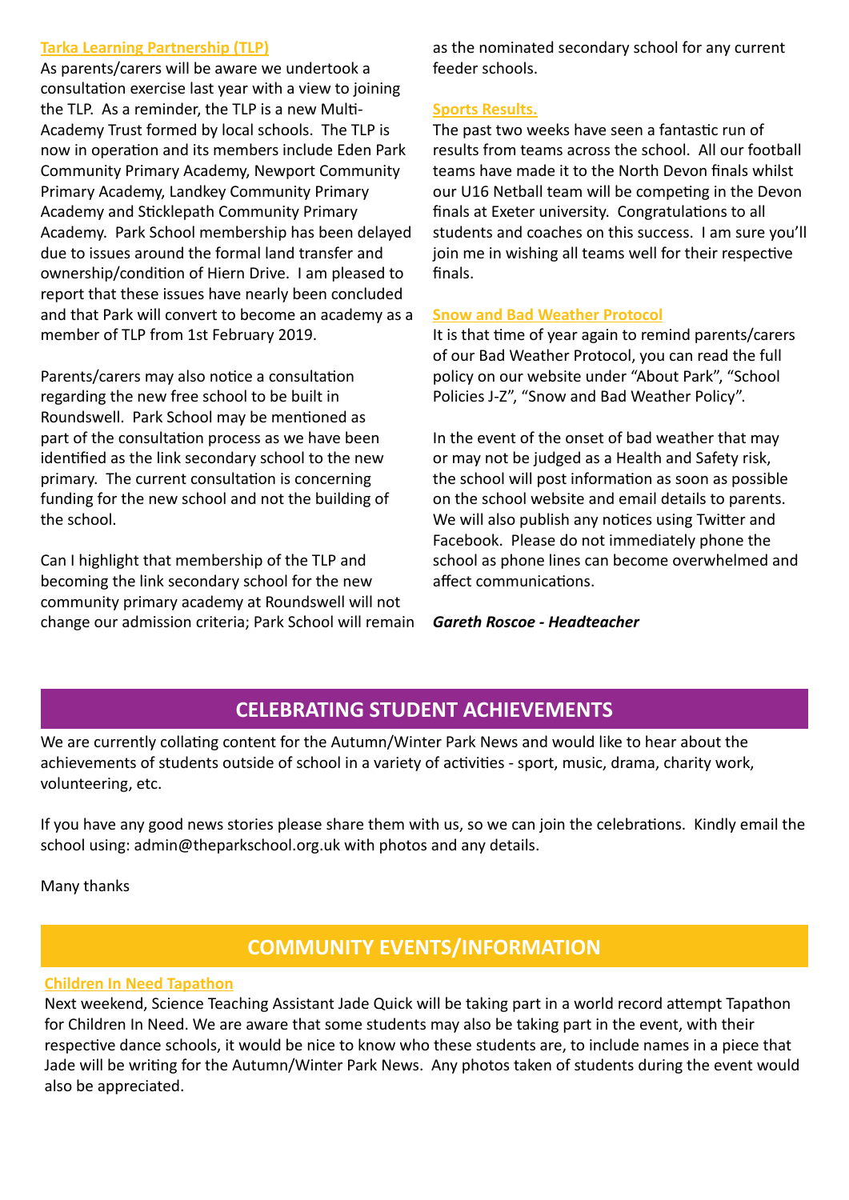### Tarka Learning Partnership (TLP)

As parents/carers will be aware we undertook a consultation exercise last year with a view to joining the TLP. As a reminder, the TLP is a new Multi-Academy Trust formed by local schools. The TLP is now in operation and its members include Eden Park Community Primary Academy, Newport Community Primary Academy, Landkey Community Primary Academy and Sticklepath Community Primary Academy. Park School membership has been delayed due to issues around the formal land transfer and ownership/condition of Hiern Drive. I am pleased to report that these issues have nearly been concluded and that Park will convert to become an academy as a member of TLP from 1st February 2019.

Parents/carers may also notice a consultation regarding the new free school to be built in Roundswell. Park School may be mentioned as part of the consultation process as we have been identified as the link secondary school to the new primary. The current consultation is concerning funding for the new school and not the building of the school.

Can I highlight that membership of the TLP and becoming the link secondary school for the new community primary academy at Roundswell will not change our admission criteria; Park School will remain as the nominated secondary school for any current feeder schools.

### Sports Results.

The past two weeks have seen a fantastic run of results from teams across the school. All our football teams have made it to the North Devon finals whilst our U16 Netball team will be competing in the Devon finals at Exeter university. Congratulations to all students and coaches on this success. I am sure you'll join me in wishing all teams well for their respective finals.

### Snow and Bad Weather Protocol

It is that time of year again to remind parents/carers of our Bad Weather Protocol, you can read the full policy on our website under "About Park", "School Policies J-Z", "Snow and Bad Weather Policy".

In the event of the onset of bad weather that may or may not be judged as a Health and Safety risk, the school will post information as soon as possible on the school website and email details to parents. We will also publish any notices using Twitter and Facebook. Please do not immediately phone the school as phone lines can become overwhelmed and affect communications.

***Gareth Roscoe - Headteacher***

## CELEBRATING STUDENT ACHIEVEMENTS

We are currently collating content for the Autumn/Winter Park News and would like to hear about the achievements of students outside of school in a variety of activities - sport, music, drama, charity work, volunteering, etc.

If you have any good news stories please share them with us, so we can join the celebrations. Kindly email the school using: admin@theparkschool.org.uk with photos and any details.

Many thanks

## COMMUNITY EVENTS/INFORMATION

### Children In Need Tapathon

Next weekend, Science Teaching Assistant Jade Quick will be taking part in a world record attempt Tapathon for Children In Need. We are aware that some students may also be taking part in the event, with their respective dance schools, it would be nice to know who these students are, to include names in a piece that Jade will be writing for the Autumn/Winter Park News. Any photos taken of students during the event would also be appreciated.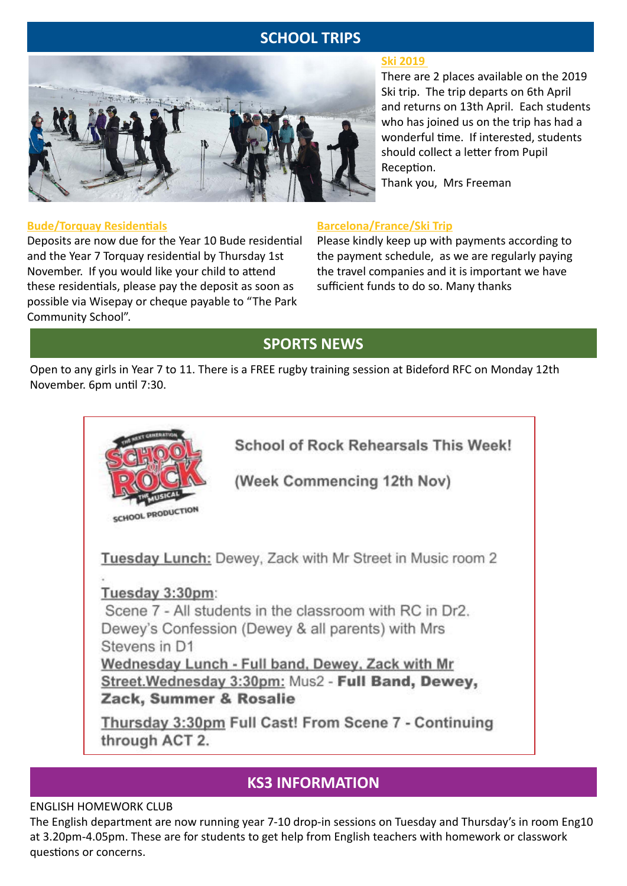## SCHOOL TRIPS

### Ski 2019

There are 2 places available on the 2019 Ski trip. The trip departs on 6th April and returns on 13th April. Each students who has joined us on the trip has had a wonderful time. If interested, students should collect a letter from Pupil Reception.

Thank you, Mrs Freeman

### Bude/Torquay Residentials

Deposits are now due for the Year 10 Bude residential and the Year 7 Torquay residential by Thursday 1st November. If you would like your child to attend these residentials, please pay the deposit as soon as possible via Wisepay or cheque payable to "The Park Community School".

### Barcelona/France/Ski Trip

Please kindly keep up with payments according to the payment schedule, as we are regularly paying the travel companies and it is important we have sufficient funds to do so. Many thanks

## SPORTS NEWS

Open to any girls in Year 7 to 11. There is a FREE rugby training session at Bideford RFC on Monday 12th November. 6pm until 7:30.

### School of Rock Rehearsals This Week!

### (Week Commencing 12th Nov)

Tuesday Lunch: Dewey, Zack with Mr Street in Music room 2

Tuesday 3:30pm:
Scene 7 - All students in the classroom with RC in Dr2.
Dewey's Confession (Dewey & all parents) with Mrs Stevens in D1

Wednesday Lunch - Full band, Dewey, Zack with Mr Street. Wednesday 3:30pm: Mus2 - **Full Band, Dewey, Zack, Summer & Rosalie**

Thursday 3:30pm **Full Cast! From Scene 7 - Continuing through ACT 2.**

## KS3 INFORMATION

ENGLISH HOMEWORK CLUB

The English department are now running year 7-10 drop-in sessions on Tuesday and Thursday's in room Eng10 at 3.20pm-4.05pm. These are for students to get help from English teachers with homework or classwork questions or concerns.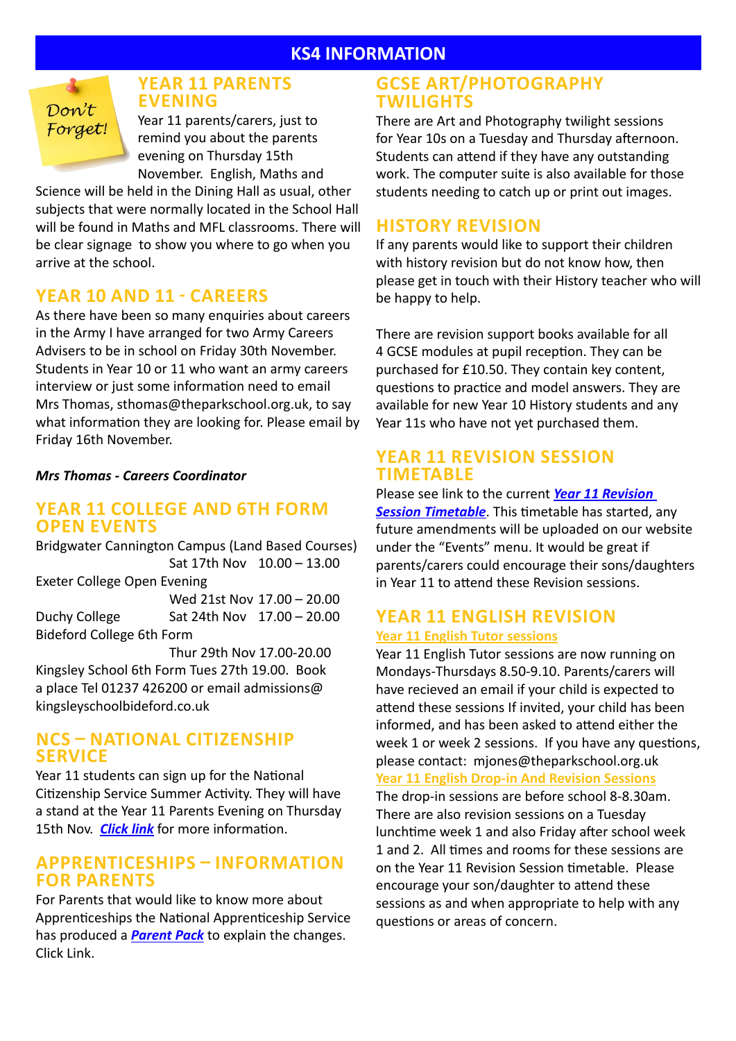# KS4 INFORMATION

Don't Forget!

## YEAR 11 PARENTS EVENING

Year 11 parents/carers, just to remind you about the parents evening on Thursday 15th November. English, Maths and Science will be held in the Dining Hall as usual, other subjects that were normally located in the School Hall will be found in Maths and MFL classrooms. There will be clear signage to show you where to go when you arrive at the school.

## YEAR 10 AND 11 - CAREERS

As there have been so many enquiries about careers in the Army I have arranged for two Army Careers Advisers to be in school on Friday 30th November. Students in Year 10 or 11 who want an army careers interview or just some information need to email Mrs Thomas, sthomas@theparkschool.org.uk, to say what information they are looking for. Please email by Friday 16th November.

***Mrs Thomas - Careers Coordinator***

## YEAR 11 COLLEGE AND 6TH FORM OPEN EVENTS

Bridgwater Cannington Campus (Land Based Courses)
Sat 17th Nov 10.00 – 13.00

Exeter College Open Evening
Wed 21st Nov 17.00 – 20.00

Duchy College Sat 24th Nov 17.00 – 20.00

Bideford College 6th Form
Thur 29th Nov 17.00-20.00

Kingsley School 6th Form Tues 27th 19.00. Book a place Tel 01237 426200 or email admissions@kingsleyschoolbideford.co.uk

## NCS – NATIONAL CITIZENSHIP SERVICE

Year 11 students can sign up for the National Citizenship Service Summer Activity. They will have a stand at the Year 11 Parents Evening on Thursday 15th Nov. ***Click link*** for more information.

## APPRENTICESHIPS – INFORMATION FOR PARENTS

For Parents that would like to know more about Apprenticeships the National Apprenticeship Service has produced a ***Parent Pack*** to explain the changes. Click Link.

## GCSE ART/PHOTOGRAPHY TWILIGHTS

There are Art and Photography twilight sessions for Year 10s on a Tuesday and Thursday afternoon. Students can attend if they have any outstanding work. The computer suite is also available for those students needing to catch up or print out images.

## HISTORY REVISION

If any parents would like to support their children with history revision but do not know how, then please get in touch with their History teacher who will be happy to help.

There are revision support books available for all 4 GCSE modules at pupil reception. They can be purchased for £10.50. They contain key content, questions to practice and model answers. They are available for new Year 10 History students and any Year 11s who have not yet purchased them.

## YEAR 11 REVISION SESSION TIMETABLE

Please see link to the current ***Year 11 Revision Session Timetable***. This timetable has started, any future amendments will be uploaded on our website under the "Events" menu. It would be great if parents/carers could encourage their sons/daughters in Year 11 to attend these Revision sessions.

## YEAR 11 ENGLISH REVISION

### Year 11 English Tutor sessions

Year 11 English Tutor sessions are now running on Mondays-Thursdays 8.50-9.10. Parents/carers will have recieved an email if your child is expected to attend these sessions If invited, your child has been informed, and has been asked to attend either the week 1 or week 2 sessions. If you have any questions, please contact: mjones@theparkschool.org.uk

### Year 11 English Drop-in And Revision Sessions

The drop-in sessions are before school 8-8.30am. There are also revision sessions on a Tuesday lunchtime week 1 and also Friday after school week 1 and 2. All times and rooms for these sessions are on the Year 11 Revision Session timetable. Please encourage your son/daughter to attend these sessions as and when appropriate to help with any questions or areas of concern.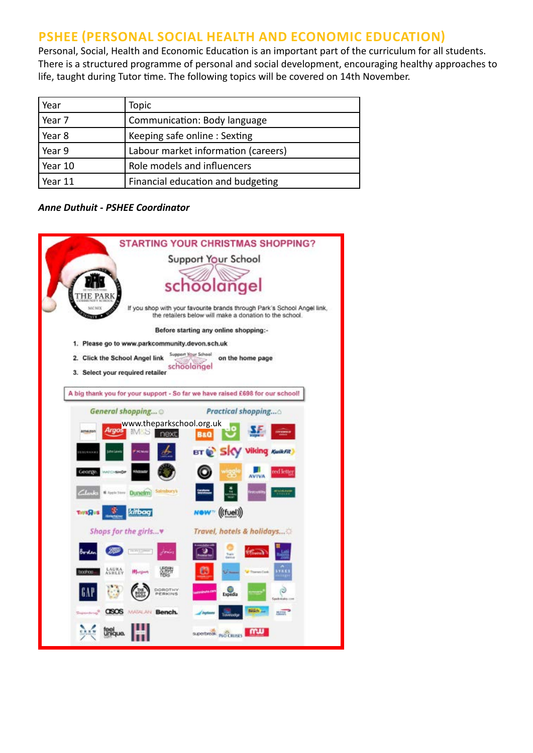## PSHEE (PERSONAL SOCIAL HEALTH AND ECONOMIC EDUCATION)

Personal, Social, Health and Economic Education is an important part of the curriculum for all students. There is a structured programme of personal and social development, encouraging healthy approaches to life, taught during Tutor time. The following topics will be covered on 14th November.

| Year | Topic |
| --- | --- |
| Year 7 | Communication: Body language |
| Year 8 | Keeping safe online : Sexting |
| Year 9 | Labour market information (careers) |
| Year 10 | Role models and influencers |
| Year 11 | Financial education and budgeting |

***Anne Duthuit - PSHEE Coordinator***

STARTING YOUR CHRISTMAS SHOPPING?

Support Your School

schoolangel

If you shop with your favourite brands through Park's School Angel link, the retailers below will make a donation to the school.

Before starting any online shopping:-

1. Please go to www.parkcommunity.devon.sch.uk
2. Click the School Angel link on the home page
3. Select your required retailer

A big thank you for your support - So far we have raised £698 for our school!

General shopping...

Practical shopping...

www.theparkschool.org.uk

Shops for the girls...

Travel, hotels & holidays...